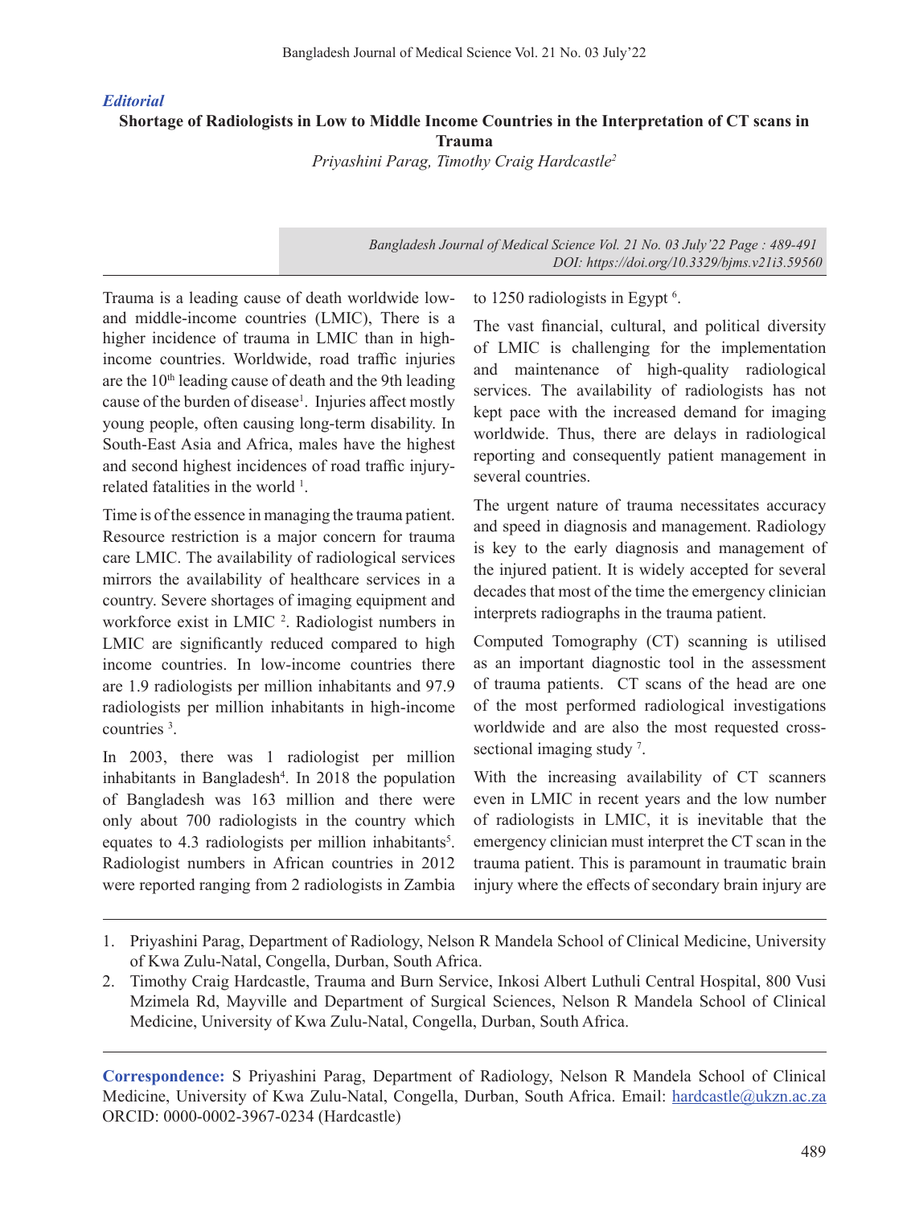*Editorial*

# Shortage of Radiologists in Low to Middle Income Countries in the Interpretation of CT scans in Trauma

*Priyashini Parag, Timothy Craig Hardcastle[2]*

*DOI: https://doi.org/10.3329/bjms.v21i3.59560*

Trauma is a leading cause of death worldwide low- and middle-income countries (LMIC), There is a higher incidence of trauma in LMIC than in high-income countries. Worldwide, road traffic injuries are the 10th leading cause of death and the 9th leading cause of the burden of disease[1]. Injuries affect mostly young people, often causing long-term disability. In South-East Asia and Africa, males have the highest and second highest incidences of road traffic injury-related fatalities in the world [1].

Time is of the essence in managing the trauma patient. Resource restriction is a major concern for trauma care LMIC. The availability of radiological services mirrors the availability of healthcare services in a country. Severe shortages of imaging equipment and workforce exist in LMIC [2]. Radiologist numbers in LMIC are significantly reduced compared to high income countries. In low-income countries there are 1.9 radiologists per million inhabitants and 97.9 radiologists per million inhabitants in high-income countries [3].

In 2003, there was 1 radiologist per million inhabitants in Bangladesh[4]. In 2018 the population of Bangladesh was 163 million and there were only about 700 radiologists in the country which equates to 4.3 radiologists per million inhabitants[5]. Radiologist numbers in African countries in 2012 were reported ranging from 2 radiologists in Zambia to 1250 radiologists in Egypt [6].

The vast financial, cultural, and political diversity of LMIC is challenging for the implementation and maintenance of high-quality radiological services. The availability of radiologists has not kept pace with the increased demand for imaging worldwide. Thus, there are delays in radiological reporting and consequently patient management in several countries.

The urgent nature of trauma necessitates accuracy and speed in diagnosis and management. Radiology is key to the early diagnosis and management of the injured patient. It is widely accepted for several decades that most of the time the emergency clinician interprets radiographs in the trauma patient.

Computed Tomography (CT) scanning is utilised as an important diagnostic tool in the assessment of trauma patients. CT scans of the head are one of the most performed radiological investigations worldwide and are also the most requested cross-sectional imaging study [7].

With the increasing availability of CT scanners even in LMIC in recent years and the low number of radiologists in LMIC, it is inevitable that the emergency clinician must interpret the CT scan in the trauma patient. This is paramount in traumatic brain injury where the effects of secondary brain injury are

---

1. Priyashini Parag, Department of Radiology, Nelson R Mandela School of Clinical Medicine, University of Kwa Zulu-Natal, Congella, Durban, South Africa.
2. Timothy Craig Hardcastle, Trauma and Burn Service, Inkosi Albert Luthuli Central Hospital, 800 Vusi Mzimela Rd, Mayville and Department of Surgical Sciences, Nelson R Mandela School of Clinical Medicine, University of Kwa Zulu-Natal, Congella, Durban, South Africa.

**Correspondence:** S Priyashini Parag, Department of Radiology, Nelson R Mandela School of Clinical Medicine, University of Kwa Zulu-Natal, Congella, Durban, South Africa. Email: hardcastle@ukzn.ac.za ORCID: 0000-0002-3967-0234 (Hardcastle)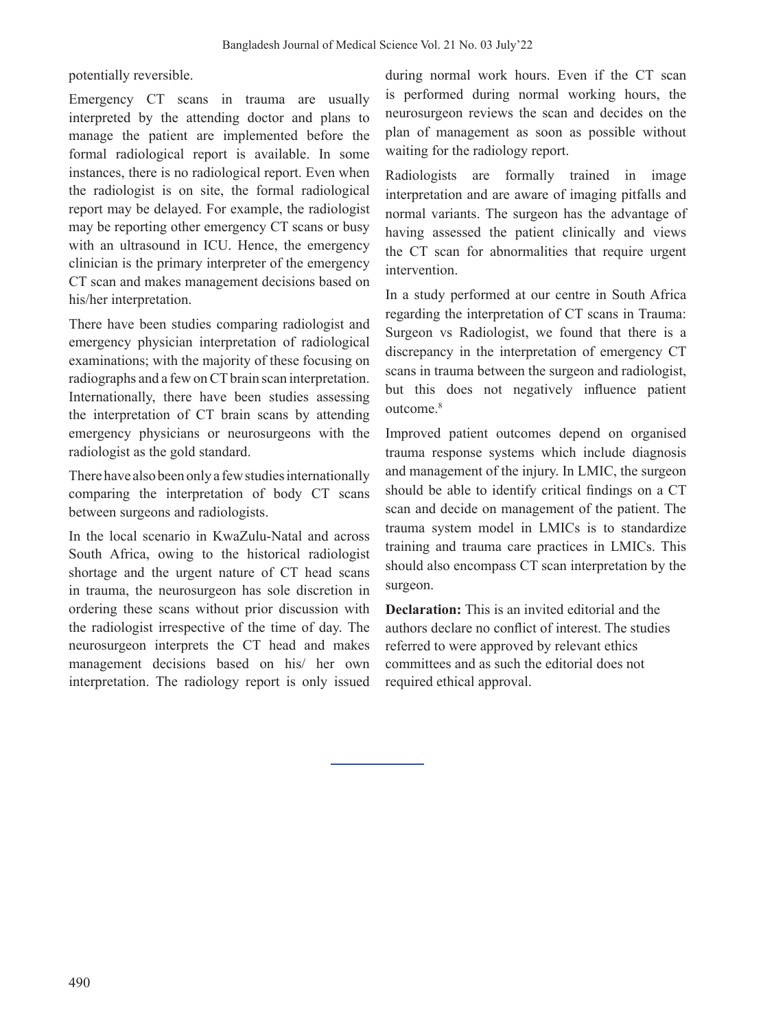potentially reversible.

Emergency CT scans in trauma are usually interpreted by the attending doctor and plans to manage the patient are implemented before the formal radiological report is available. In some instances, there is no radiological report. Even when the radiologist is on site, the formal radiological report may be delayed. For example, the radiologist may be reporting other emergency CT scans or busy with an ultrasound in ICU. Hence, the emergency clinician is the primary interpreter of the emergency CT scan and makes management decisions based on his/her interpretation.

There have been studies comparing radiologist and emergency physician interpretation of radiological examinations; with the majority of these focusing on radiographs and a few on CT brain scan interpretation. Internationally, there have been studies assessing the interpretation of CT brain scans by attending emergency physicians or neurosurgeons with the radiologist as the gold standard.

There have also been only a few studies internationally comparing the interpretation of body CT scans between surgeons and radiologists.

In the local scenario in KwaZulu-Natal and across South Africa, owing to the historical radiologist shortage and the urgent nature of CT head scans in trauma, the neurosurgeon has sole discretion in ordering these scans without prior discussion with the radiologist irrespective of the time of day. The neurosurgeon interprets the CT head and makes management decisions based on his/ her own interpretation. The radiology report is only issued during normal work hours. Even if the CT scan is performed during normal working hours, the neurosurgeon reviews the scan and decides on the plan of management as soon as possible without waiting for the radiology report.

Radiologists are formally trained in image interpretation and are aware of imaging pitfalls and normal variants. The surgeon has the advantage of having assessed the patient clinically and views the CT scan for abnormalities that require urgent intervention.

In a study performed at our centre in South Africa regarding the interpretation of CT scans in Trauma: Surgeon vs Radiologist, we found that there is a discrepancy in the interpretation of emergency CT scans in trauma between the surgeon and radiologist, but this does not negatively influence patient outcome.[8]

Improved patient outcomes depend on organised trauma response systems which include diagnosis and management of the injury. In LMIC, the surgeon should be able to identify critical findings on a CT scan and decide on management of the patient. The trauma system model in LMICs is to standardize training and trauma care practices in LMICs. This should also encompass CT scan interpretation by the surgeon.

**Declaration:** This is an invited editorial and the authors declare no conflict of interest. The studies referred to were approved by relevant ethics committees and as such the editorial does not required ethical approval.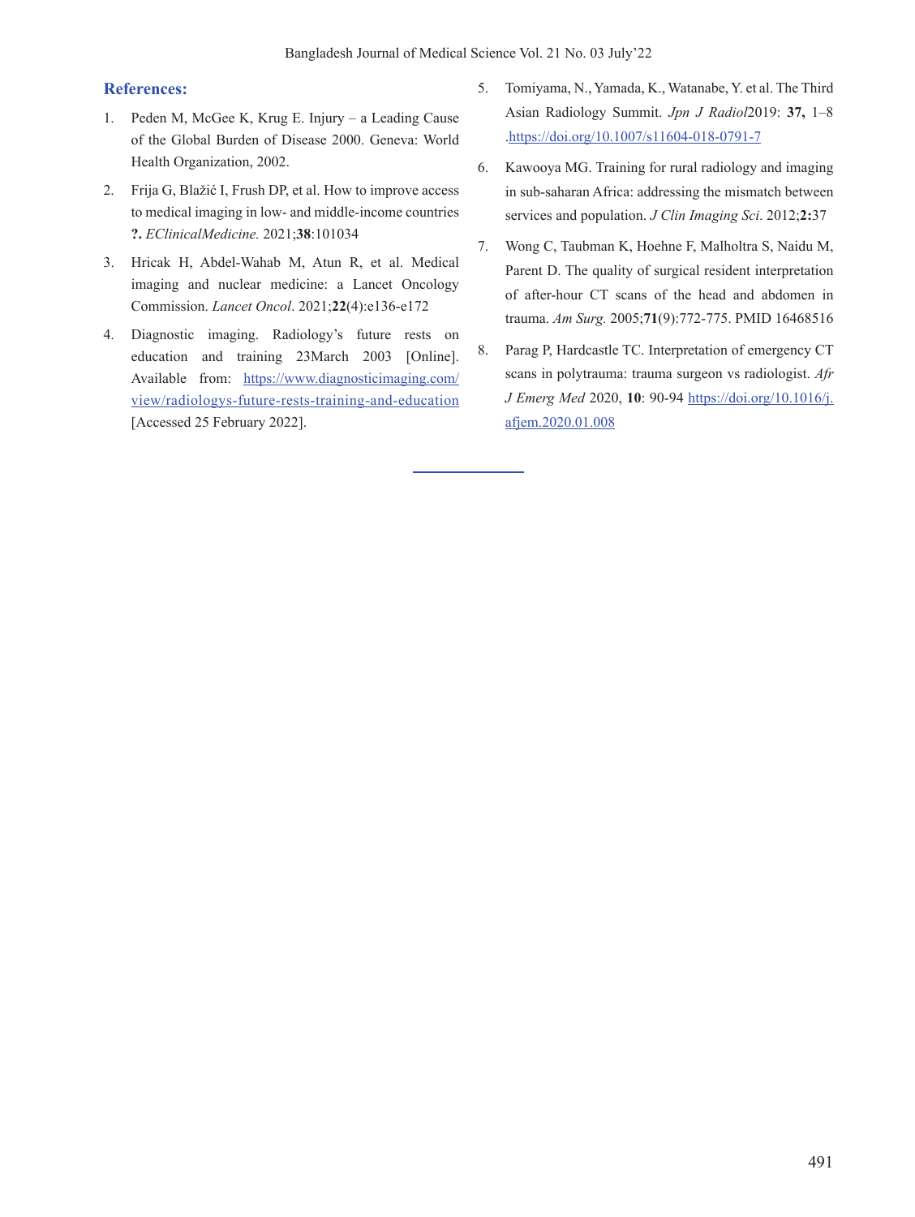## References:

1. Peden M, McGee K, Krug E. Injury – a Leading Cause of the Global Burden of Disease 2000. Geneva: World Health Organization, 2002.
2. Frija G, Blažić I, Frush DP, et al. How to improve access to medical imaging in low- and middle-income countries **?.** *EClinicalMedicine.* 2021;**38**:101034
3. Hricak H, Abdel-Wahab M, Atun R, et al. Medical imaging and nuclear medicine: a Lancet Oncology Commission. *Lancet Oncol*. 2021;**22**(4):e136-e172
4. Diagnostic imaging. Radiology's future rests on education and training 23March 2003 [Online]. Available from: https://www.diagnosticimaging.com/view/radiologys-future-rests-training-and-education [Accessed 25 February 2022].
5. Tomiyama, N., Yamada, K., Watanabe, Y. et al. The Third Asian Radiology Summit. *Jpn J Radiol*2019: **37,** 1–8 .https://doi.org/10.1007/s11604-018-0791-7
6. Kawooya MG. Training for rural radiology and imaging in sub-saharan Africa: addressing the mismatch between services and population. *J Clin Imaging Sci*. 2012;**2:**37
7. Wong C, Taubman K, Hoehne F, Malholtra S, Naidu M, Parent D. The quality of surgical resident interpretation of after-hour CT scans of the head and abdomen in trauma. *Am Surg.* 2005;**71**(9):772-775. PMID 16468516
8. Parag P, Hardcastle TC. Interpretation of emergency CT scans in polytrauma: trauma surgeon vs radiologist. *Afr J Emerg Med* 2020, **10**: 90-94 https://doi.org/10.1016/j.afjem.2020.01.008